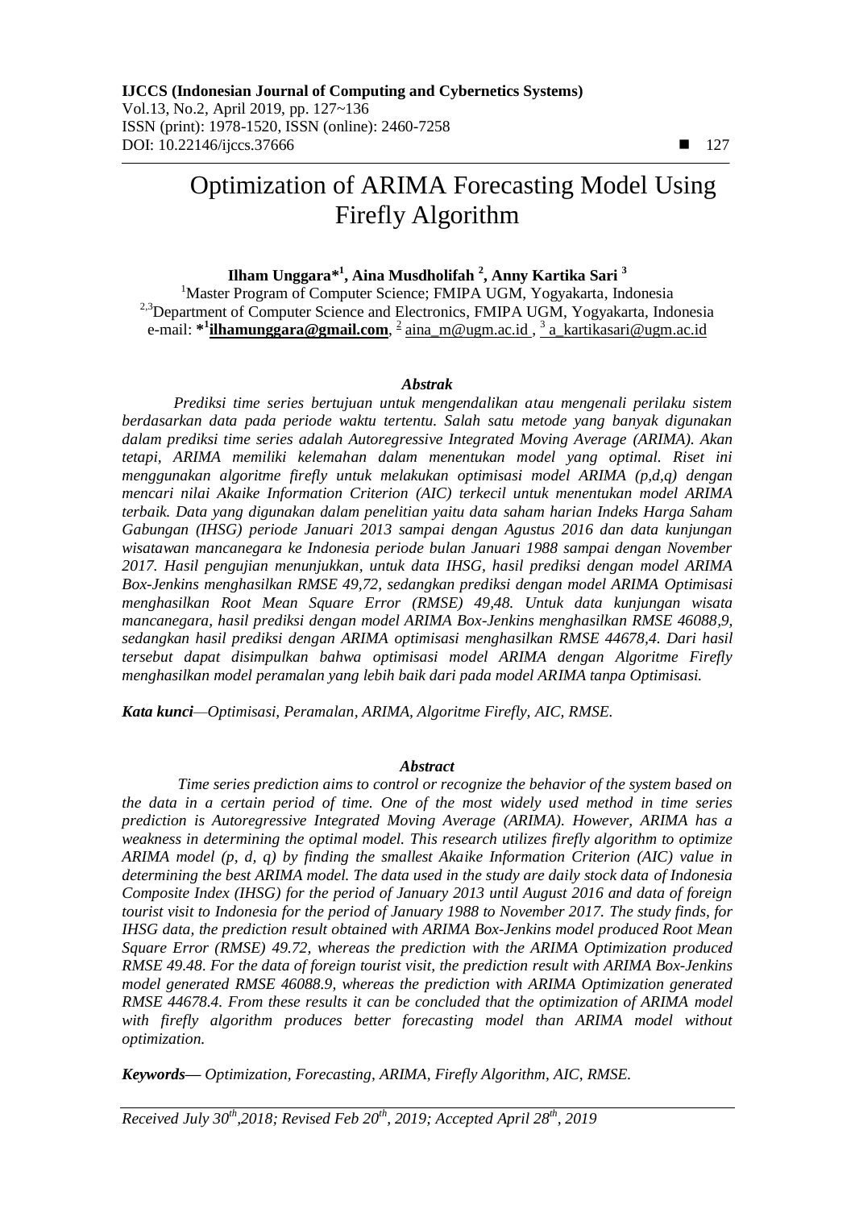# Optimization of ARIMA Forecasting Model Using Firefly Algorithm

**Ilham Unggara*[1], Aina Musdholifah [2], Anny Kartika Sari [3]**

[1]Master Program of Computer Science; FMIPA UGM, Yogyakarta, Indonesia
[2,3]Department of Computer Science and Electronics, FMIPA UGM, Yogyakarta, Indonesia
e-mail: ***[1]ilhamunggara@gmail.com**, [2] aina_m@ugm.ac.id , [3] a_kartikasari@ugm.ac.id

### *Abstrak*

*Prediksi time series bertujuan untuk mengendalikan atau mengenali perilaku sistem berdasarkan data pada periode waktu tertentu. Salah satu metode yang banyak digunakan dalam prediksi time series adalah Autoregressive Integrated Moving Average (ARIMA). Akan tetapi, ARIMA memiliki kelemahan dalam menentukan model yang optimal. Riset ini menggunakan algoritme firefly untuk melakukan optimisasi model ARIMA (p,d,q) dengan mencari nilai Akaike Information Criterion (AIC) terkecil untuk menentukan model ARIMA terbaik. Data yang digunakan dalam penelitian yaitu data saham harian Indeks Harga Saham Gabungan (IHSG) periode Januari 2013 sampai dengan Agustus 2016 dan data kunjungan wisatawan mancanegara ke Indonesia periode bulan Januari 1988 sampai dengan November 2017. Hasil pengujian menunjukkan, untuk data IHSG, hasil prediksi dengan model ARIMA Box-Jenkins menghasilkan RMSE 49,72, sedangkan prediksi dengan model ARIMA Optimisasi menghasilkan Root Mean Square Error (RMSE) 49,48. Untuk data kunjungan wisata mancanegara, hasil prediksi dengan model ARIMA Box-Jenkins menghasilkan RMSE 46088,9, sedangkan hasil prediksi dengan ARIMA optimisasi menghasilkan RMSE 44678,4. Dari hasil tersebut dapat disimpulkan bahwa optimisasi model ARIMA dengan Algoritme Firefly menghasilkan model peramalan yang lebih baik dari pada model ARIMA tanpa Optimisasi.*

***Kata kunci****—Optimisasi, Peramalan, ARIMA, Algoritme Firefly, AIC, RMSE.*

### *Abstract*

*Time series prediction aims to control or recognize the behavior of the system based on the data in a certain period of time. One of the most widely used method in time series prediction is Autoregressive Integrated Moving Average (ARIMA). However, ARIMA has a weakness in determining the optimal model. This research utilizes firefly algorithm to optimize ARIMA model (p, d, q) by finding the smallest Akaike Information Criterion (AIC) value in determining the best ARIMA model. The data used in the study are daily stock data of Indonesia Composite Index (IHSG) for the period of January 2013 until August 2016 and data of foreign tourist visit to Indonesia for the period of January 1988 to November 2017. The study finds, for IHSG data, the prediction result obtained with ARIMA Box-Jenkins model produced Root Mean Square Error (RMSE) 49.72, whereas the prediction with the ARIMA Optimization produced RMSE 49.48. For the data of foreign tourist visit, the prediction result with ARIMA Box-Jenkins model generated RMSE 46088.9, whereas the prediction with ARIMA Optimization generated RMSE 44678.4. From these results it can be concluded that the optimization of ARIMA model with firefly algorithm produces better forecasting model than ARIMA model without optimization.*

***Keywords****— Optimization, Forecasting, ARIMA, Firefly Algorithm, AIC, RMSE.*

*Received July 30th, 2018; Revised Feb 20th, 2019; Accepted April 28th, 2019*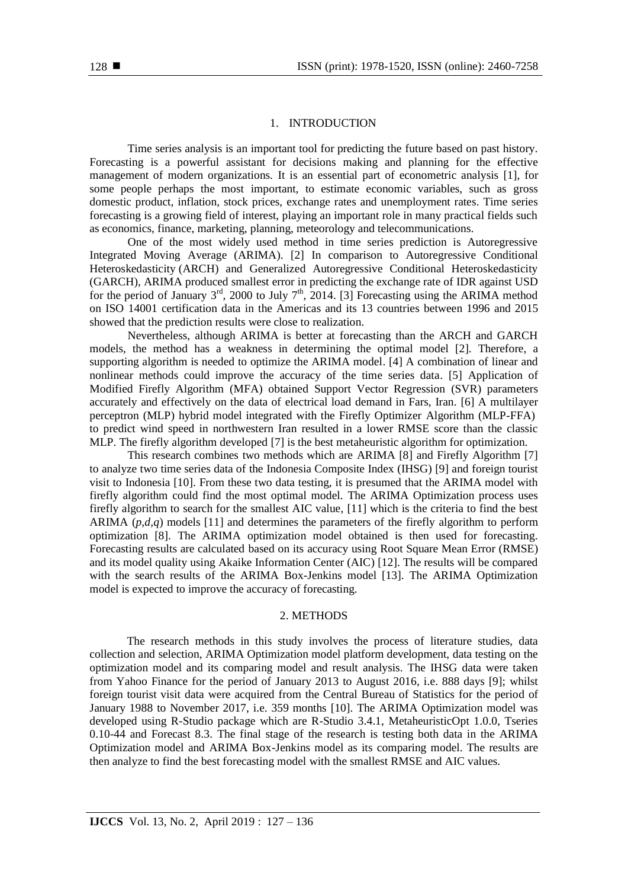## 1. INTRODUCTION

Time series analysis is an important tool for predicting the future based on past history. Forecasting is a powerful assistant for decisions making and planning for the effective management of modern organizations. It is an essential part of econometric analysis [1], for some people perhaps the most important, to estimate economic variables, such as gross domestic product, inflation, stock prices, exchange rates and unemployment rates. Time series forecasting is a growing field of interest, playing an important role in many practical fields such as economics, finance, marketing, planning, meteorology and telecommunications.

One of the most widely used method in time series prediction is Autoregressive Integrated Moving Average (ARIMA). [2] In comparison to Autoregressive Conditional Heteroskedasticity (ARCH) and Generalized Autoregressive Conditional Heteroskedasticity (GARCH), ARIMA produced smallest error in predicting the exchange rate of IDR against USD for the period of January 3rd, 2000 to July 7th, 2014. [3] Forecasting using the ARIMA method on ISO 14001 certification data in the Americas and its 13 countries between 1996 and 2015 showed that the prediction results were close to realization.

Nevertheless, although ARIMA is better at forecasting than the ARCH and GARCH models, the method has a weakness in determining the optimal model [2]. Therefore, a supporting algorithm is needed to optimize the ARIMA model. [4] A combination of linear and nonlinear methods could improve the accuracy of the time series data. [5] Application of Modified Firefly Algorithm (MFA) obtained Support Vector Regression (SVR) parameters accurately and effectively on the data of electrical load demand in Fars, Iran. [6] A multilayer perceptron (MLP) hybrid model integrated with the Firefly Optimizer Algorithm (MLP-FFA) to predict wind speed in northwestern Iran resulted in a lower RMSE score than the classic MLP. The firefly algorithm developed [7] is the best metaheuristic algorithm for optimization.

This research combines two methods which are ARIMA [8] and Firefly Algorithm [7] to analyze two time series data of the Indonesia Composite Index (IHSG) [9] and foreign tourist visit to Indonesia [10]. From these two data testing, it is presumed that the ARIMA model with firefly algorithm could find the most optimal model. The ARIMA Optimization process uses firefly algorithm to search for the smallest AIC value, [11] which is the criteria to find the best ARIMA ($p$,$d$,$q$) models [11] and determines the parameters of the firefly algorithm to perform optimization [8]. The ARIMA optimization model obtained is then used for forecasting. Forecasting results are calculated based on its accuracy using Root Square Mean Error (RMSE) and its model quality using Akaike Information Center (AIC) [12]. The results will be compared with the search results of the ARIMA Box-Jenkins model [13]. The ARIMA Optimization model is expected to improve the accuracy of forecasting.

## 2. METHODS

The research methods in this study involves the process of literature studies, data collection and selection, ARIMA Optimization model platform development, data testing on the optimization model and its comparing model and result analysis. The IHSG data were taken from Yahoo Finance for the period of January 2013 to August 2016, i.e. 888 days [9]; whilst foreign tourist visit data were acquired from the Central Bureau of Statistics for the period of January 1988 to November 2017, i.e. 359 months [10]. The ARIMA Optimization model was developed using R-Studio package which are R-Studio 3.4.1, MetaheuristicOpt 1.0.0, Tseries 0.10-44 and Forecast 8.3. The final stage of the research is testing both data in the ARIMA Optimization model and ARIMA Box-Jenkins model as its comparing model. The results are then analyze to find the best forecasting model with the smallest RMSE and AIC values.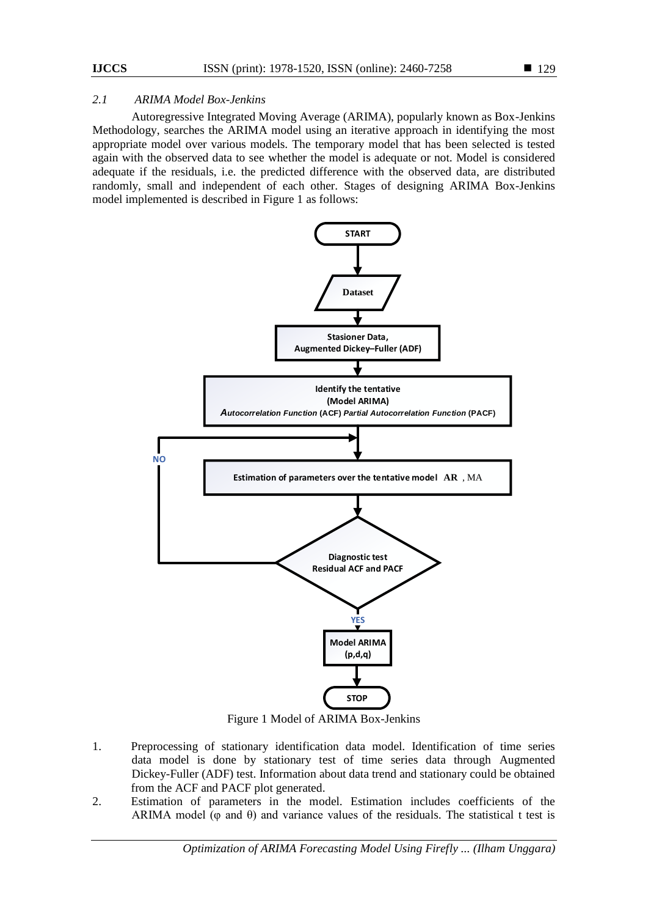### 2.1 *ARIMA Model Box-Jenkins*

Autoregressive Integrated Moving Average (ARIMA), popularly known as Box-Jenkins Methodology, searches the ARIMA model using an iterative approach in identifying the most appropriate model over various models. The temporary model that has been selected is tested again with the observed data to see whether the model is adequate or not. Model is considered adequate if the residuals, i.e. the predicted difference with the observed data, are distributed randomly, small and independent of each other. Stages of designing ARIMA Box-Jenkins model implemented is described in Figure 1 as follows:

START

Dataset

Stasioner Data,
Augmented Dickey–Fuller (ADF)

Identify the tentative
(Model ARIMA)
*Autocorrelation Function* (ACF) *Partial Autocorrelation Function* (PACF)

NO

Estimation of parameters over the tentative model **AR** , MA

Diagnostic test
Residual ACF and PACF

YES

Model ARIMA
(p,d,q)

STOP

Figure 1 Model of ARIMA Box-Jenkins

1. Preprocessing of stationary identification data model. Identification of time series data model is done by stationary test of time series data through Augmented Dickey-Fuller (ADF) test. Information about data trend and stationary could be obtained from the ACF and PACF plot generated.
2. Estimation of parameters in the model. Estimation includes coefficients of the ARIMA model ($\varphi$ and $\theta$) and variance values of the residuals. The statistical t test is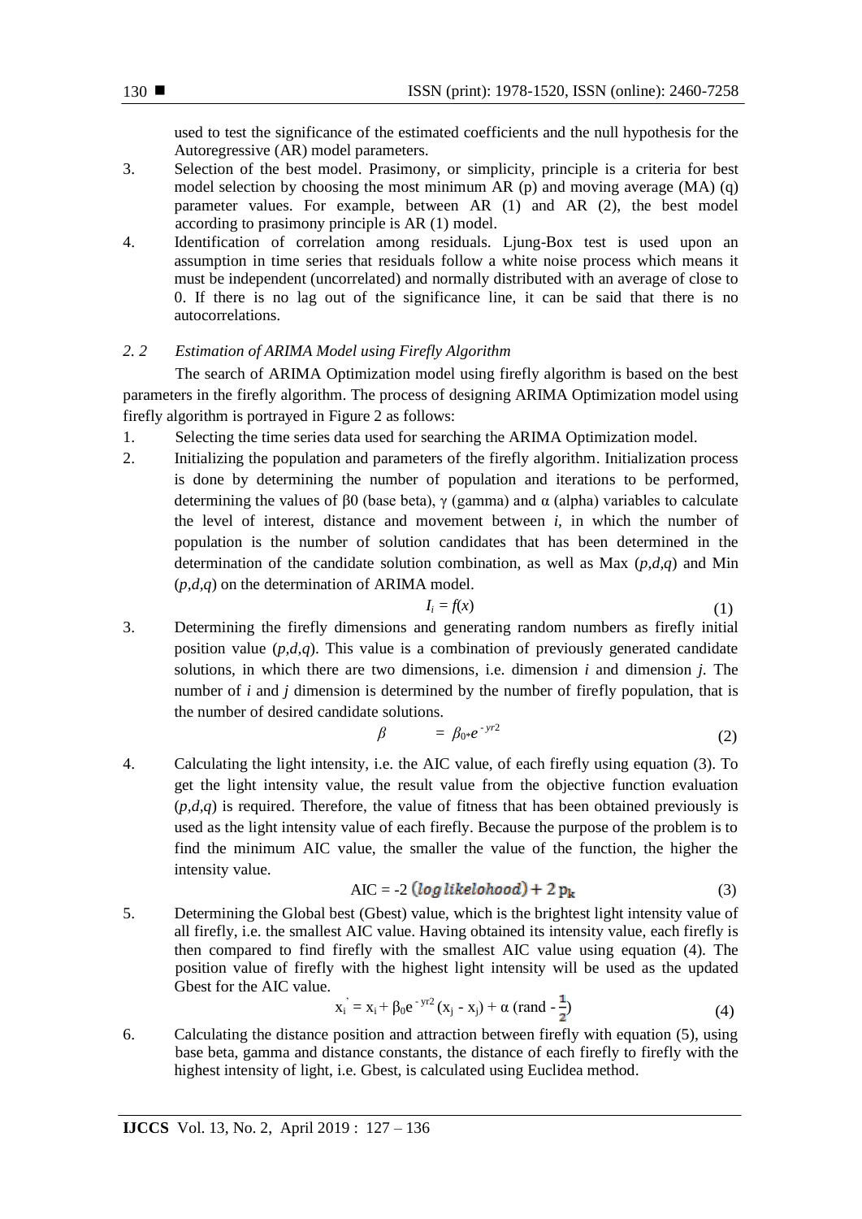used to test the significance of the estimated coefficients and the null hypothesis for the Autoregressive (AR) model parameters.

3. Selection of the best model. Prasimony, or simplicity, principle is a criteria for best model selection by choosing the most minimum AR (p) and moving average (MA) (q) parameter values. For example, between AR (1) and AR (2), the best model according to prasimony principle is AR (1) model.
4. Identification of correlation among residuals. Ljung-Box test is used upon an assumption in time series that residuals follow a white noise process which means it must be independent (uncorrelated) and normally distributed with an average of close to 0. If there is no lag out of the significance line, it can be said that there is no autocorrelations.

### *2. 2 Estimation of ARIMA Model using Firefly Algorithm*

The search of ARIMA Optimization model using firefly algorithm is based on the best parameters in the firefly algorithm. The process of designing ARIMA Optimization model using firefly algorithm is portrayed in Figure 2 as follows:

1. Selecting the time series data used for searching the ARIMA Optimization model.
2. Initializing the population and parameters of the firefly algorithm. Initialization process is done by determining the number of population and iterations to be performed, determining the values of β0 (base beta), γ (gamma) and α (alpha) variables to calculate the level of interest, distance and movement between *i*, in which the number of population is the number of solution candidates that has been determined in the determination of the candidate solution combination, as well as Max (*p*,*d*,*q*) and Min (*p*,*d*,*q*) on the determination of ARIMA model.

$$I_i = f(x) \tag{1}$$

3. Determining the firefly dimensions and generating random numbers as firefly initial position value (*p*,*d*,*q*). This value is a combination of previously generated candidate solutions, in which there are two dimensions, i.e. dimension *i* and dimension *j*. The number of *i* and *j* dimension is determined by the number of firefly population, that is the number of desired candidate solutions.

$$\beta \quad = \beta_0 * e^{-yr2} \tag{2}$$

4. Calculating the light intensity, i.e. the AIC value, of each firefly using equation (3). To get the light intensity value, the result value from the objective function evaluation (*p*,*d*,*q*) is required. Therefore, the value of fitness that has been obtained previously is used as the light intensity value of each firefly. Because the purpose of the problem is to find the minimum AIC value, the smaller the value of the function, the higher the intensity value.

$$\text{AIC} = -2\ (\textit{log likelohood}) + 2\ p_k \tag{3}$$

5. Determining the Global best (Gbest) value, which is the brightest light intensity value of all firefly, i.e. the smallest AIC value. Having obtained its intensity value, each firefly is then compared to find firefly with the smallest AIC value using equation (4). The position value of firefly with the highest light intensity will be used as the updated Gbest for the AIC value.

$$x_i' = x_i + \beta_0 e^{-yr2} (x_j - x_j) + \alpha\ (\text{rand} - \tfrac{1}{2}) \tag{4}$$

6. Calculating the distance position and attraction between firefly with equation (5), using base beta, gamma and distance constants, the distance of each firefly to firefly with the highest intensity of light, i.e. Gbest, is calculated using Euclidea method.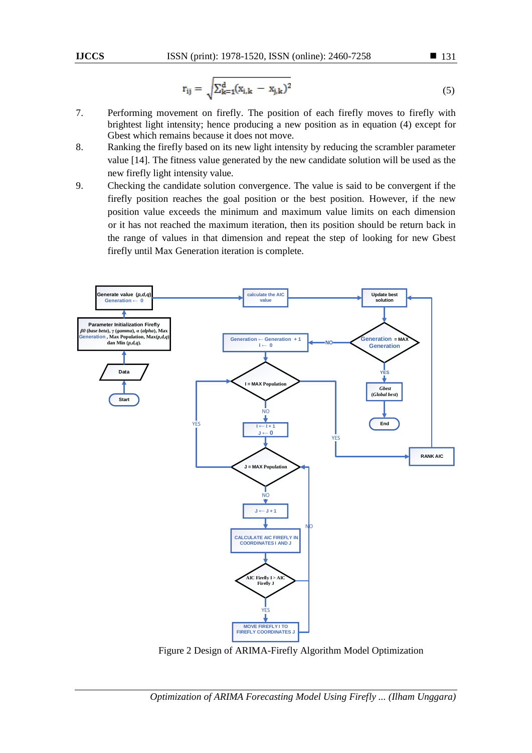$$r_{ij} = \sqrt{\sum_{k=1}^{d} (x_{i,k} - x_{j,k})^2} \quad (5)$$

7. Performing movement on firefly. The position of each firefly moves to firefly with brightest light intensity; hence producing a new position as in equation (4) except for Gbest which remains because it does not move.
8. Ranking the firefly based on its new light intensity by reducing the scrambler parameter value [14]. The fitness value generated by the new candidate solution will be used as the new firefly light intensity value.
9. Checking the candidate solution convergence. The value is said to be convergent if the firefly position reaches the goal position or the best position. However, if the new position value exceeds the minimum and maximum value limits on each dimension or it has not reached the maximum iteration, then its position should be return back in the range of values in that dimension and repeat the step of looking for new Gbest firefly until Max Generation iteration is complete.

Start
Data
Parameter Initialization Firefly
β0 (base beta), γ (gamma), α (alpha), Max Generation , Max Population, Max(p,d,q) dan Min (p,d,q).
Generate value (p,d,q)
Generation ← 0
calculate the AIC value
Update best solution
Generation = MAX Generation
YES
NO
Gbest (Global best)
End
Generation ← Generation + 1
I ← 0
I = MAX Population
YES
NO
I ← I + 1
J ← 0
J = MAX Population
YES
NO
J ← J + 1
CALCULATE AIC FIREFLY IN COORDINATES I AND J
AIC Firefly I > AIC Firefly J
YES
NO
MOVE FIREFLY I TO FIREFLY COORDINATES J
RANK AIC

Figure 2 Design of ARIMA-Firefly Algorithm Model Optimization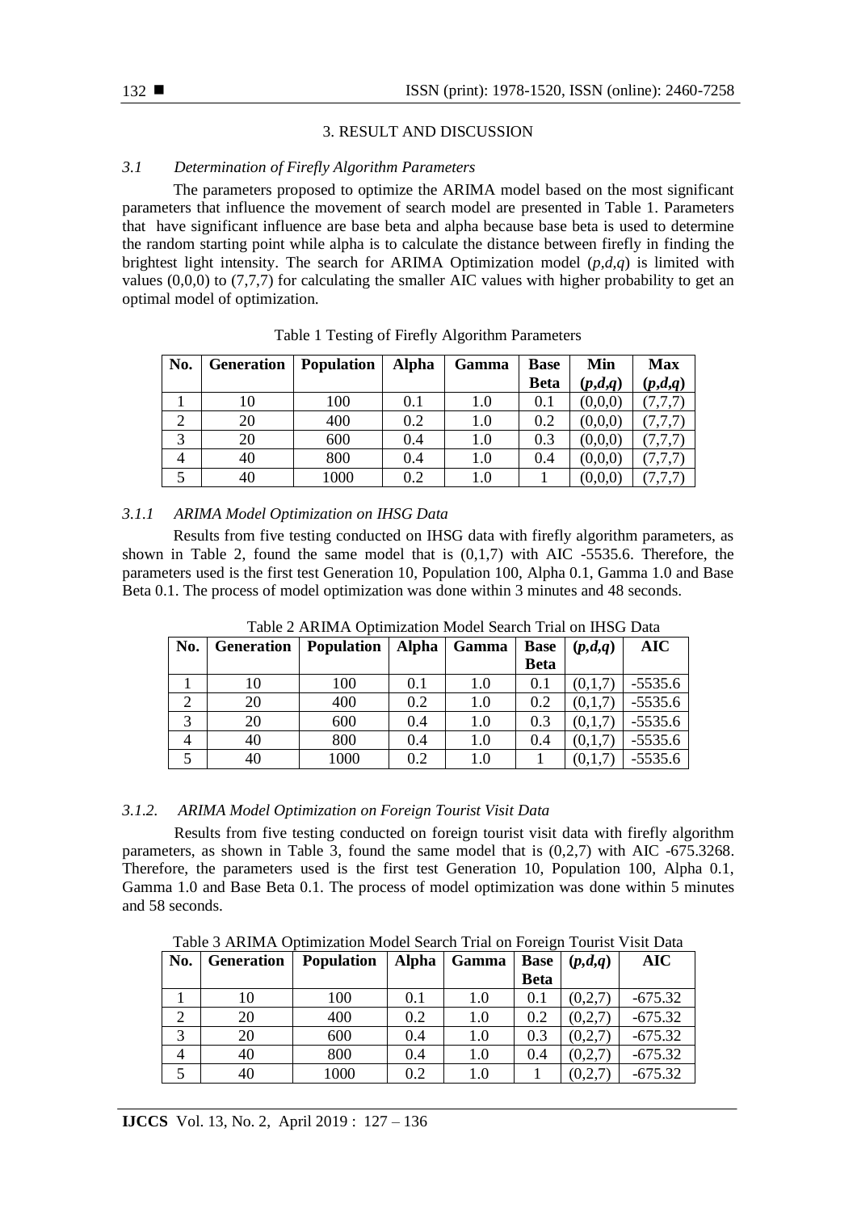## 3. RESULT AND DISCUSSION

### *3.1 Determination of Firefly Algorithm Parameters*

The parameters proposed to optimize the ARIMA model based on the most significant parameters that influence the movement of search model are presented in Table 1. Parameters that have significant influence are base beta and alpha because base beta is used to determine the random starting point while alpha is to calculate the distance between firefly in finding the brightest light intensity. The search for ARIMA Optimization model ($p,d,q$) is limited with values (0,0,0) to (7,7,7) for calculating the smaller AIC values with higher probability to get an optimal model of optimization.

Table 1 Testing of Firefly Algorithm Parameters

| No. | Generation | Population | Alpha | Gamma | Base Beta | Min ($p,d,q$) | Max ($p,d,q$) |
|---|---|---|---|---|---|---|---|
| 1 | 10 | 100 | 0.1 | 1.0 | 0.1 | (0,0,0) | (7,7,7) |
| 2 | 20 | 400 | 0.2 | 1.0 | 0.2 | (0,0,0) | (7,7,7) |
| 3 | 20 | 600 | 0.4 | 1.0 | 0.3 | (0,0,0) | (7,7,7) |
| 4 | 40 | 800 | 0.4 | 1.0 | 0.4 | (0,0,0) | (7,7,7) |
| 5 | 40 | 1000 | 0.2 | 1.0 | 1 | (0,0,0) | (7,7,7) |

#### *3.1.1 ARIMA Model Optimization on IHSG Data*

Results from five testing conducted on IHSG data with firefly algorithm parameters, as shown in Table 2, found the same model that is (0,1,7) with AIC -5535.6. Therefore, the parameters used is the first test Generation 10, Population 100, Alpha 0.1, Gamma 1.0 and Base Beta 0.1. The process of model optimization was done within 3 minutes and 48 seconds.

Table 2 ARIMA Optimization Model Search Trial on IHSG Data

| No. | Generation | Population | Alpha | Gamma | Base Beta | ($p,d,q$) | AIC |
|---|---|---|---|---|---|---|---|
| 1 | 10 | 100 | 0.1 | 1.0 | 0.1 | (0,1,7) | -5535.6 |
| 2 | 20 | 400 | 0.2 | 1.0 | 0.2 | (0,1,7) | -5535.6 |
| 3 | 20 | 600 | 0.4 | 1.0 | 0.3 | (0,1,7) | -5535.6 |
| 4 | 40 | 800 | 0.4 | 1.0 | 0.4 | (0,1,7) | -5535.6 |
| 5 | 40 | 1000 | 0.2 | 1.0 | 1 | (0,1,7) | -5535.6 |

#### *3.1.2. ARIMA Model Optimization on Foreign Tourist Visit Data*

Results from five testing conducted on foreign tourist visit data with firefly algorithm parameters, as shown in Table 3, found the same model that is (0,2,7) with AIC -675.3268. Therefore, the parameters used is the first test Generation 10, Population 100, Alpha 0.1, Gamma 1.0 and Base Beta 0.1. The process of model optimization was done within 5 minutes and 58 seconds.

Table 3 ARIMA Optimization Model Search Trial on Foreign Tourist Visit Data

| No. | Generation | Population | Alpha | Gamma | Base Beta | ($p,d,q$) | AIC |
|---|---|---|---|---|---|---|---|
| 1 | 10 | 100 | 0.1 | 1.0 | 0.1 | (0,2,7) | -675.32 |
| 2 | 20 | 400 | 0.2 | 1.0 | 0.2 | (0,2,7) | -675.32 |
| 3 | 20 | 600 | 0.4 | 1.0 | 0.3 | (0,2,7) | -675.32 |
| 4 | 40 | 800 | 0.4 | 1.0 | 0.4 | (0,2,7) | -675.32 |
| 5 | 40 | 1000 | 0.2 | 1.0 | 1 | (0,2,7) | -675.32 |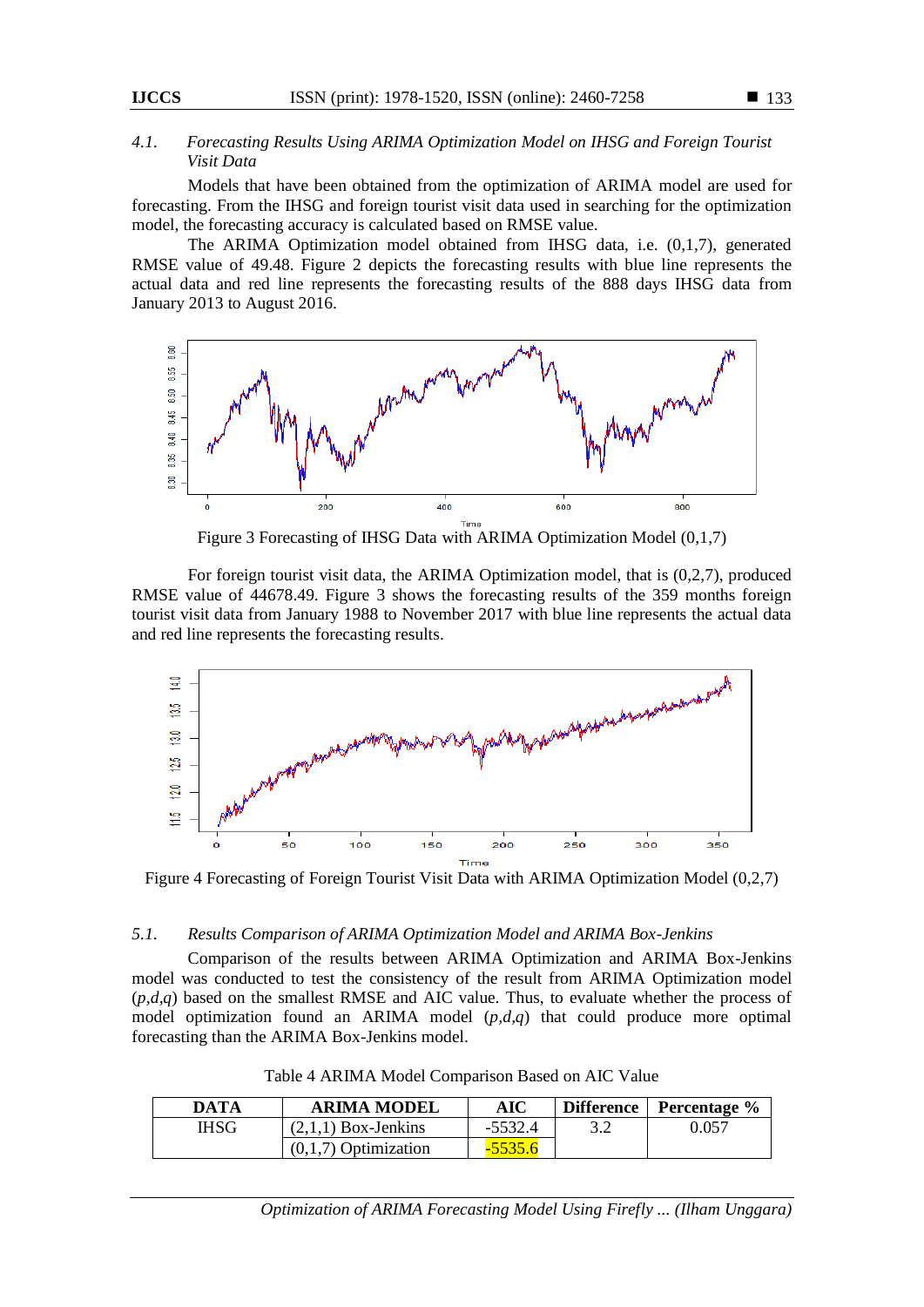### 4.1. *Forecasting Results Using ARIMA Optimization Model on IHSG and Foreign Tourist Visit Data*

Models that have been obtained from the optimization of ARIMA model are used for forecasting. From the IHSG and foreign tourist visit data used in searching for the optimization model, the forecasting accuracy is calculated based on RMSE value.

The ARIMA Optimization model obtained from IHSG data, i.e. (0,1,7), generated RMSE value of 49.48. Figure 2 depicts the forecasting results with blue line represents the actual data and red line represents the forecasting results of the 888 days IHSG data from January 2013 to August 2016.

8.30 8.35 8.40 8.45 8.50 8.55 8.60
0 200 400 600 800
Time

Figure 3 Forecasting of IHSG Data with ARIMA Optimization Model (0,1,7)

For foreign tourist visit data, the ARIMA Optimization model, that is (0,2,7), produced RMSE value of 44678.49. Figure 3 shows the forecasting results of the 359 months foreign tourist visit data from January 1988 to November 2017 with blue line represents the actual data and red line represents the forecasting results.

11.5 12.0 12.5 13.0 13.5 14.0
0 50 100 150 200 250 300 350
Time

Figure 4 Forecasting of Foreign Tourist Visit Data with ARIMA Optimization Model (0,2,7)

### 5.1. *Results Comparison of ARIMA Optimization Model and ARIMA Box-Jenkins*

Comparison of the results between ARIMA Optimization and ARIMA Box-Jenkins model was conducted to test the consistency of the result from ARIMA Optimization model (*p*,*d*,*q*) based on the smallest RMSE and AIC value. Thus, to evaluate whether the process of model optimization found an ARIMA model (*p*,*d*,*q*) that could produce more optimal forecasting than the ARIMA Box-Jenkins model.

Table 4 ARIMA Model Comparison Based on AIC Value

| DATA | ARIMA MODEL | AIC | Difference | Percentage % |
|---|---|---|---|---|
| IHSG | (2,1,1) Box-Jenkins | -5532.4 | 3.2 | 0.057 |
| | (0,1,7) Optimization | -5535.6 | | |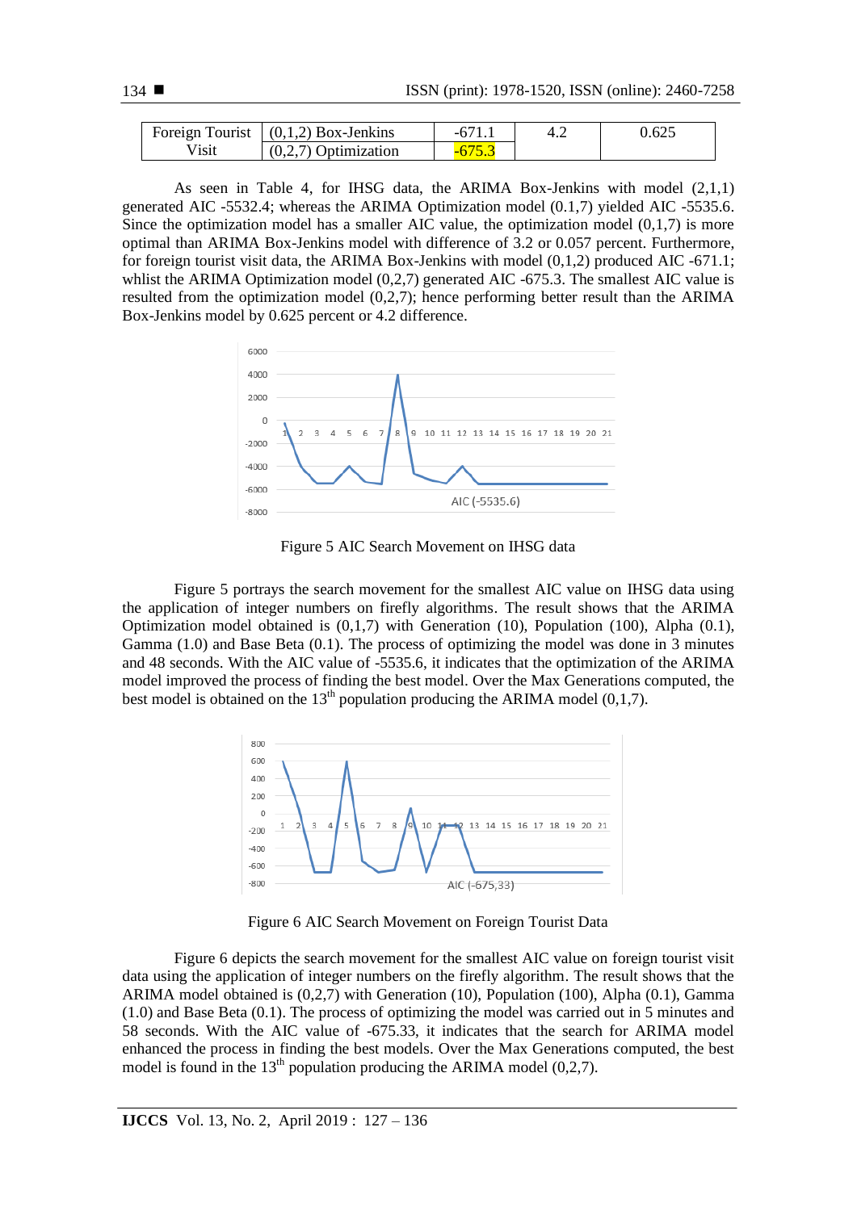| | | | | |
|---|---|---|---|---|
| Foreign Tourist Visit | (0,1,2) Box-Jenkins | -671.1 | 4.2 | 0.625 |
| | (0,2,7) Optimization | -675.3 | | |

As seen in Table 4, for IHSG data, the ARIMA Box-Jenkins with model (2,1,1) generated AIC -5532.4; whereas the ARIMA Optimization model (0.1,7) yielded AIC -5535.6. Since the optimization model has a smaller AIC value, the optimization model (0,1,7) is more optimal than ARIMA Box-Jenkins model with difference of 3.2 or 0.057 percent. Furthermore, for foreign tourist visit data, the ARIMA Box-Jenkins with model (0,1,2) produced AIC -671.1; whlist the ARIMA Optimization model (0,2,7) generated AIC -675.3. The smallest AIC value is resulted from the optimization model (0,2,7); hence performing better result than the ARIMA Box-Jenkins model by 0.625 percent or 4.2 difference.

6000
4000
2000
0
-2000
-4000
-6000
-8000
1 2 3 4 5 6 7 8 9 10 11 12 13 14 15 16 17 18 19 20 21
AIC (-5535.6)

Figure 5 AIC Search Movement on IHSG data

Figure 5 portrays the search movement for the smallest AIC value on IHSG data using the application of integer numbers on firefly algorithms. The result shows that the ARIMA Optimization model obtained is (0,1,7) with Generation (10), Population (100), Alpha (0.1), Gamma (1.0) and Base Beta (0.1). The process of optimizing the model was done in 3 minutes and 48 seconds. With the AIC value of -5535.6, it indicates that the optimization of the ARIMA model improved the process of finding the best model. Over the Max Generations computed, the best model is obtained on the 13th population producing the ARIMA model (0,1,7).

800
600
400
200
0
-200
-400
-600
-800
1 2 3 4 5 6 7 8 9 10 11 12 13 14 15 16 17 18 19 20 21
AIC (-675,33)

Figure 6 AIC Search Movement on Foreign Tourist Data

Figure 6 depicts the search movement for the smallest AIC value on foreign tourist visit data using the application of integer numbers on the firefly algorithm. The result shows that the ARIMA model obtained is (0,2,7) with Generation (10), Population (100), Alpha (0.1), Gamma (1.0) and Base Beta (0.1). The process of optimizing the model was carried out in 5 minutes and 58 seconds. With the AIC value of -675.33, it indicates that the search for ARIMA model enhanced the process in finding the best models. Over the Max Generations computed, the best model is found in the 13th population producing the ARIMA model (0,2,7).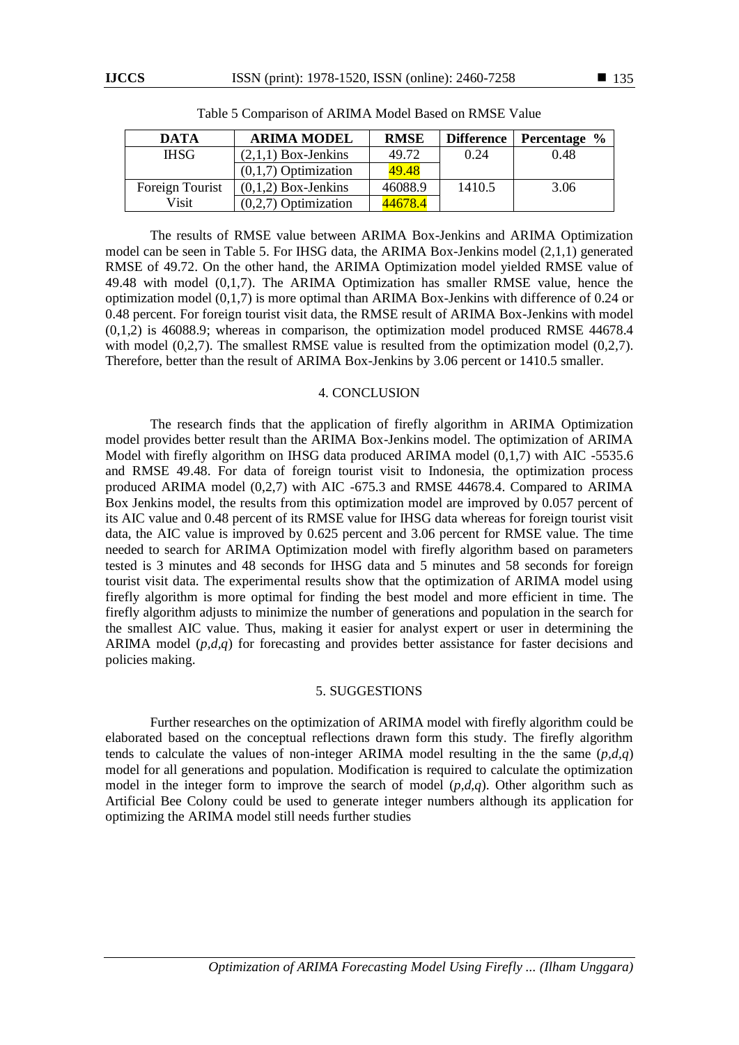Table 5 Comparison of ARIMA Model Based on RMSE Value

| DATA | ARIMA MODEL | RMSE | Difference | Percentage % |
|---|---|---|---|---|
| IHSG | (2,1,1) Box-Jenkins | 49.72 | 0.24 | 0.48 |
| | (0,1,7) Optimization | 49.48 | | |
| Foreign Tourist Visit | (0,1,2) Box-Jenkins | 46088.9 | 1410.5 | 3.06 |
| | (0,2,7) Optimization | 44678.4 | | |

The results of RMSE value between ARIMA Box-Jenkins and ARIMA Optimization model can be seen in Table 5. For IHSG data, the ARIMA Box-Jenkins model (2,1,1) generated RMSE of 49.72. On the other hand, the ARIMA Optimization model yielded RMSE value of 49.48 with model (0,1,7). The ARIMA Optimization has smaller RMSE value, hence the optimization model (0,1,7) is more optimal than ARIMA Box-Jenkins with difference of 0.24 or 0.48 percent. For foreign tourist visit data, the RMSE result of ARIMA Box-Jenkins with model (0,1,2) is 46088.9; whereas in comparison, the optimization model produced RMSE 44678.4 with model (0,2,7). The smallest RMSE value is resulted from the optimization model (0,2,7). Therefore, better than the result of ARIMA Box-Jenkins by 3.06 percent or 1410.5 smaller.

## 4. CONCLUSION

The research finds that the application of firefly algorithm in ARIMA Optimization model provides better result than the ARIMA Box-Jenkins model. The optimization of ARIMA Model with firefly algorithm on IHSG data produced ARIMA model (0,1,7) with AIC -5535.6 and RMSE 49.48. For data of foreign tourist visit to Indonesia, the optimization process produced ARIMA model (0,2,7) with AIC -675.3 and RMSE 44678.4. Compared to ARIMA Box Jenkins model, the results from this optimization model are improved by 0.057 percent of its AIC value and 0.48 percent of its RMSE value for IHSG data whereas for foreign tourist visit data, the AIC value is improved by 0.625 percent and 3.06 percent for RMSE value. The time needed to search for ARIMA Optimization model with firefly algorithm based on parameters tested is 3 minutes and 48 seconds for IHSG data and 5 minutes and 58 seconds for foreign tourist visit data. The experimental results show that the optimization of ARIMA model using firefly algorithm is more optimal for finding the best model and more efficient in time. The firefly algorithm adjusts to minimize the number of generations and population in the search for the smallest AIC value. Thus, making it easier for analyst expert or user in determining the ARIMA model (*p,d,q*) for forecasting and provides better assistance for faster decisions and policies making.

## 5. SUGGESTIONS

Further researches on the optimization of ARIMA model with firefly algorithm could be elaborated based on the conceptual reflections drawn form this study. The firefly algorithm tends to calculate the values of non-integer ARIMA model resulting in the the same (*p,d,q*) model for all generations and population. Modification is required to calculate the optimization model in the integer form to improve the search of model (*p,d,q*). Other algorithm such as Artificial Bee Colony could be used to generate integer numbers although its application for optimizing the ARIMA model still needs further studies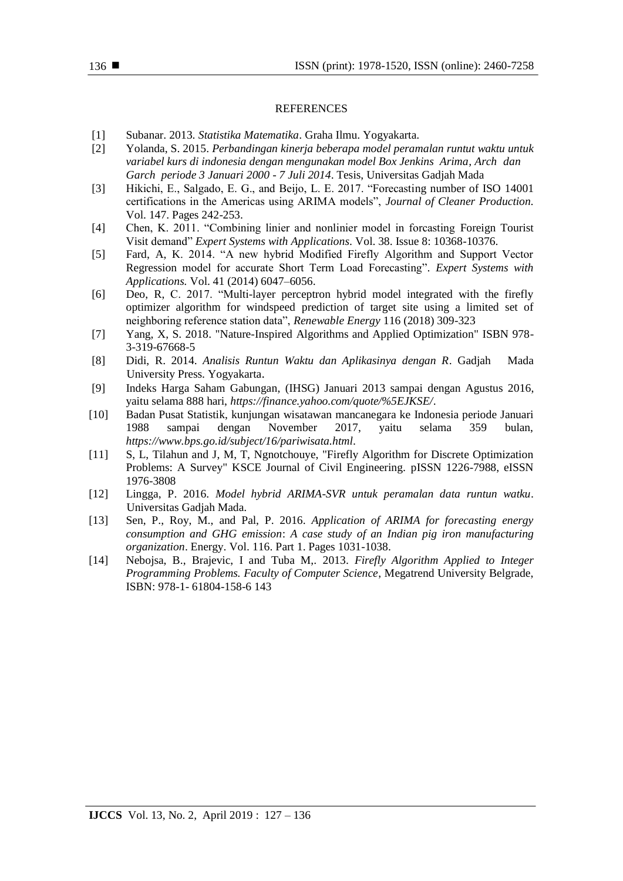## REFERENCES

[1] Subanar. 2013. *Statistika Matematika*. Graha Ilmu. Yogyakarta.

[2] Yolanda, S. 2015. *Perbandingan kinerja beberapa model peramalan runtut waktu untuk variabel kurs di indonesia dengan mengunakan model Box Jenkins Arima, Arch dan Garch periode 3 Januari 2000 - 7 Juli 2014*. Tesis, Universitas Gadjah Mada

[3] Hikichi, E., Salgado, E. G., and Beijo, L. E. 2017. "Forecasting number of ISO 14001 certifications in the Americas using ARIMA models", *Journal of Cleaner Production*. Vol. 147. Pages 242-253.

[4] Chen, K. 2011. "Combining linier and nonlinier model in forcasting Foreign Tourist Visit demand" *Expert Systems with Applications*. Vol. 38. Issue 8: 10368-10376.

[5] Fard, A, K. 2014. "A new hybrid Modified Firefly Algorithm and Support Vector Regression model for accurate Short Term Load Forecasting". *Expert Systems with Applications.* Vol. 41 (2014) 6047–6056.

[6] Deo, R, C. 2017. "Multi-layer perceptron hybrid model integrated with the firefly optimizer algorithm for windspeed prediction of target site using a limited set of neighboring reference station data", *Renewable Energy* 116 (2018) 309-323

[7] Yang, X, S. 2018. "Nature-Inspired Algorithms and Applied Optimization" ISBN 978-3-319-67668-5

[8] Didi, R. 2014. *Analisis Runtun Waktu dan Aplikasinya dengan R*. Gadjah Mada University Press. Yogyakarta.

[9] Indeks Harga Saham Gabungan, (IHSG) Januari 2013 sampai dengan Agustus 2016, yaitu selama 888 hari, *https://finance.yahoo.com/quote/%5EJKSE/*.

[10] Badan Pusat Statistik, kunjungan wisatawan mancanegara ke Indonesia periode Januari 1988 sampai dengan November 2017, yaitu selama 359 bulan, *https://www.bps.go.id/subject/16/pariwisata.html*.

[11] S, L, Tilahun and J, M, T, Ngnotchouye, "Firefly Algorithm for Discrete Optimization Problems: A Survey" KSCE Journal of Civil Engineering. pISSN 1226-7988, eISSN 1976-3808

[12] Lingga, P. 2016. *Model hybrid ARIMA-SVR untuk peramalan data runtun watku*. Universitas Gadjah Mada.

[13] Sen, P., Roy, M., and Pal, P. 2016. *Application of ARIMA for forecasting energy consumption and GHG emission*: *A case study of an Indian pig iron manufacturing organization*. Energy. Vol. 116. Part 1. Pages 1031-1038.

[14] Nebojsa, B., Brajevic, I and Tuba M,. 2013. *Firefly Algorithm Applied to Integer Programming Problems. Faculty of Computer Science*, Megatrend University Belgrade, ISBN: 978-1- 61804-158-6 143